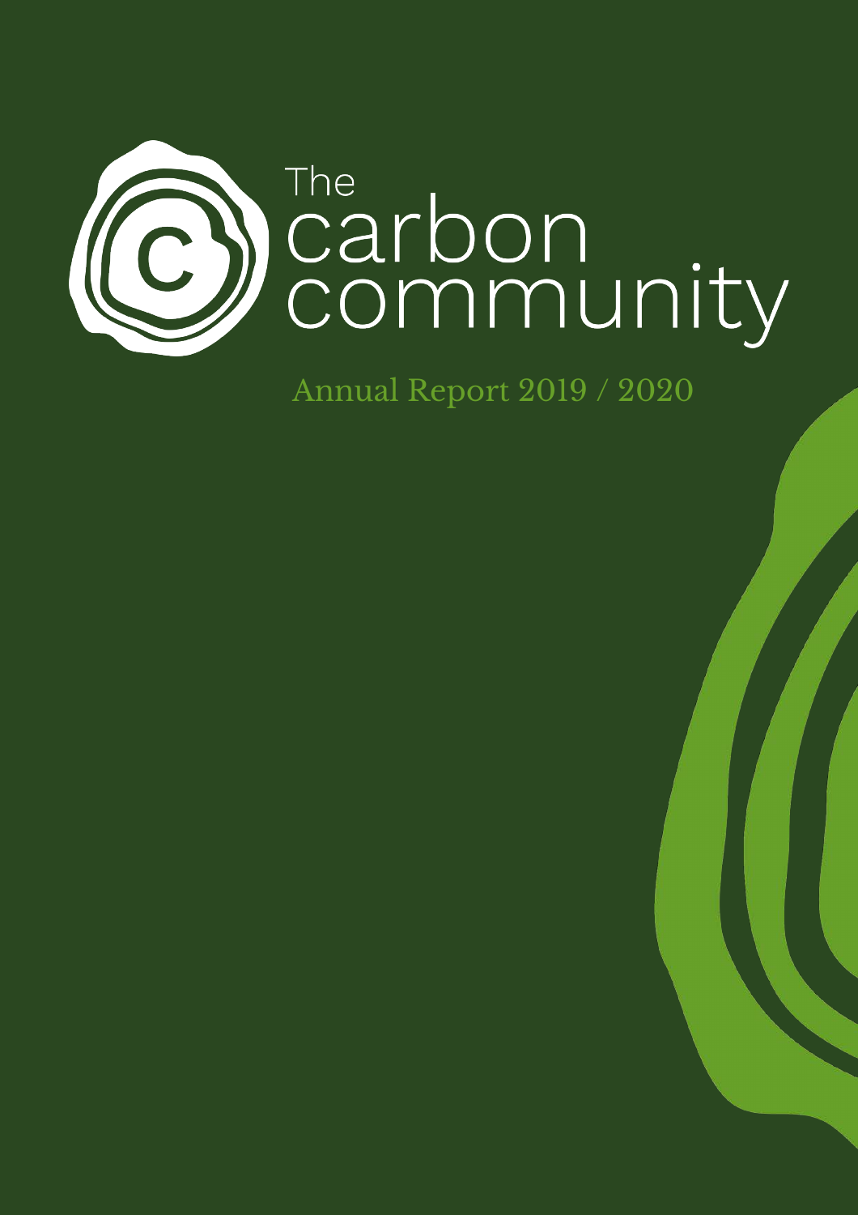# The carbon community

## Annual Report 2019 / 2020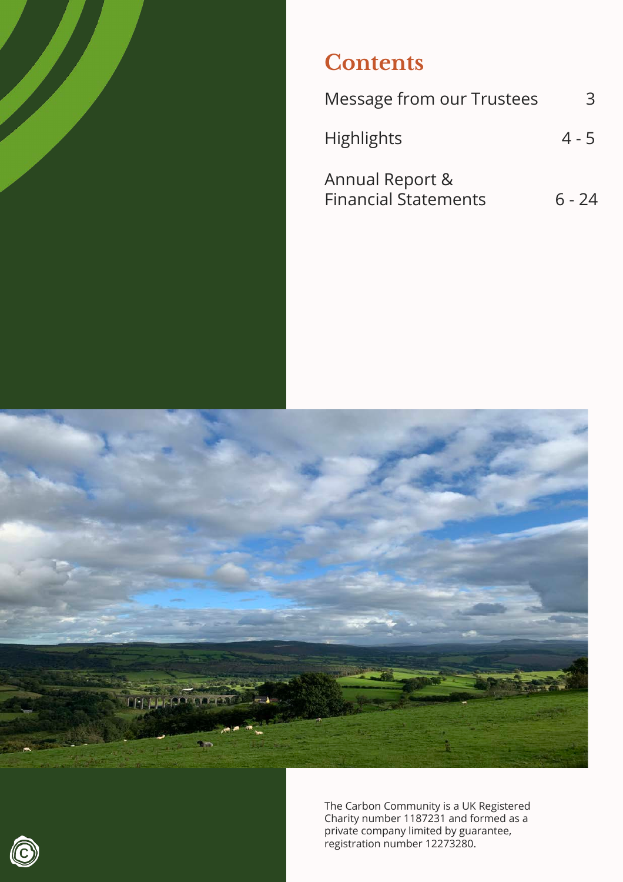# Contents

| | |
|---|---|
| Message from our Trustees | 3 |
| Highlights | 4 - 5 |
| Annual Report & Financial Statements | 6 - 24 |

The Carbon Community is a UK Registered Charity number 1187231 and formed as a private company limited by guarantee, registration number 12273280.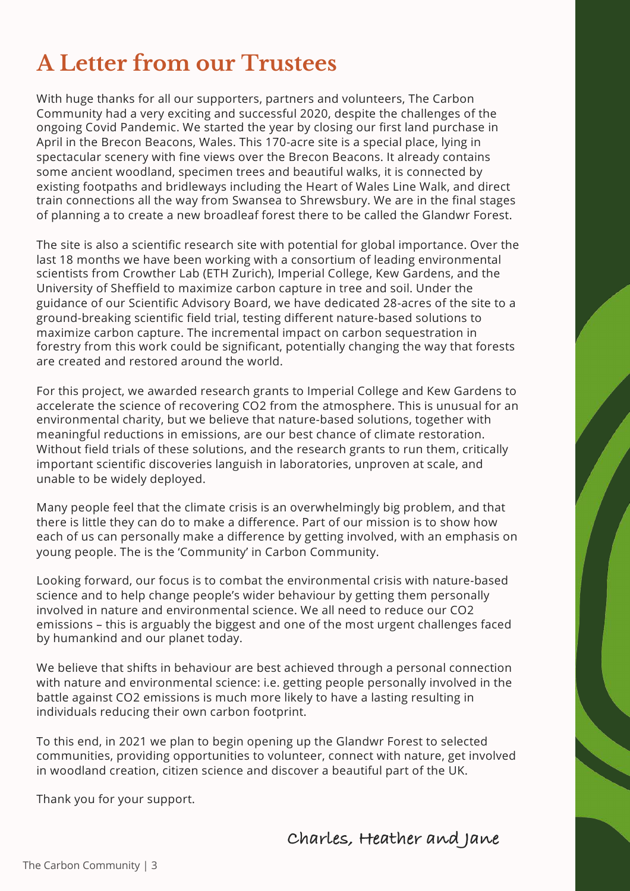# A Letter from our Trustees

With huge thanks for all our supporters, partners and volunteers, The Carbon Community had a very exciting and successful 2020, despite the challenges of the ongoing Covid Pandemic. We started the year by closing our first land purchase in April in the Brecon Beacons, Wales. This 170-acre site is a special place, lying in spectacular scenery with fine views over the Brecon Beacons. It already contains some ancient woodland, specimen trees and beautiful walks, it is connected by existing footpaths and bridleways including the Heart of Wales Line Walk, and direct train connections all the way from Swansea to Shrewsbury. We are in the final stages of planning a to create a new broadleaf forest there to be called the Glandwr Forest.

The site is also a scientific research site with potential for global importance. Over the last 18 months we have been working with a consortium of leading environmental scientists from Crowther Lab (ETH Zurich), Imperial College, Kew Gardens, and the University of Sheffield to maximize carbon capture in tree and soil. Under the guidance of our Scientific Advisory Board, we have dedicated 28-acres of the site to a ground-breaking scientific field trial, testing different nature-based solutions to maximize carbon capture. The incremental impact on carbon sequestration in forestry from this work could be significant, potentially changing the way that forests are created and restored around the world.

For this project, we awarded research grants to Imperial College and Kew Gardens to accelerate the science of recovering $CO_2$ from the atmosphere. This is unusual for an environmental charity, but we believe that nature-based solutions, together with meaningful reductions in emissions, are our best chance of climate restoration. Without field trials of these solutions, and the research grants to run them, critically important scientific discoveries languish in laboratories, unproven at scale, and unable to be widely deployed.

Many people feel that the climate crisis is an overwhelmingly big problem, and that there is little they can do to make a difference. Part of our mission is to show how each of us can personally make a difference by getting involved, with an emphasis on young people. The is the 'Community' in Carbon Community.

Looking forward, our focus is to combat the environmental crisis with nature-based science and to help change people's wider behaviour by getting them personally involved in nature and environmental science. We all need to reduce our $CO_2$ emissions – this is arguably the biggest and one of the most urgent challenges faced by humankind and our planet today.

We believe that shifts in behaviour are best achieved through a personal connection with nature and environmental science: i.e. getting people personally involved in the battle against $CO_2$ emissions is much more likely to have a lasting resulting in individuals reducing their own carbon footprint.

To this end, in 2021 we plan to begin opening up the Glandwr Forest to selected communities, providing opportunities to volunteer, connect with nature, get involved in woodland creation, citizen science and discover a beautiful part of the UK.

Thank you for your support.

Charles, Heather and Jane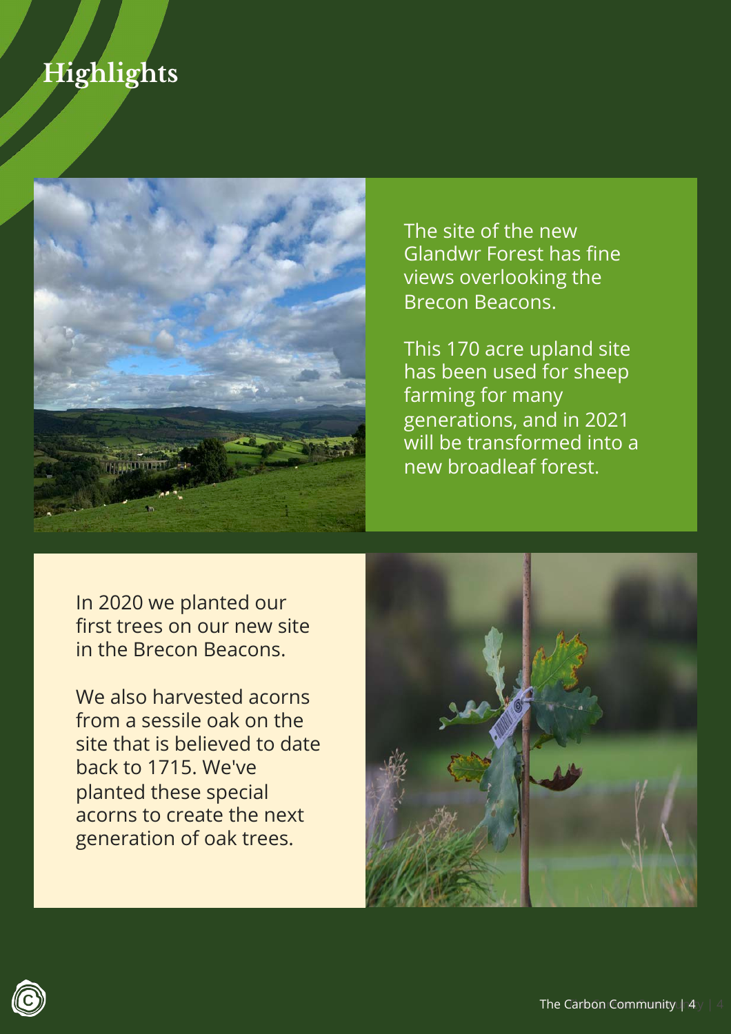# Highlights

The site of the new Glandwr Forest has fine views overlooking the Brecon Beacons.

This 170 acre upland site has been used for sheep farming for many generations, and in 2021 will be transformed into a new broadleaf forest.

In 2020 we planted our first trees on our new site in the Brecon Beacons.

We also harvested acorns from a sessile oak on the site that is believed to date back to 1715. We've planted these special acorns to create the next generation of oak trees.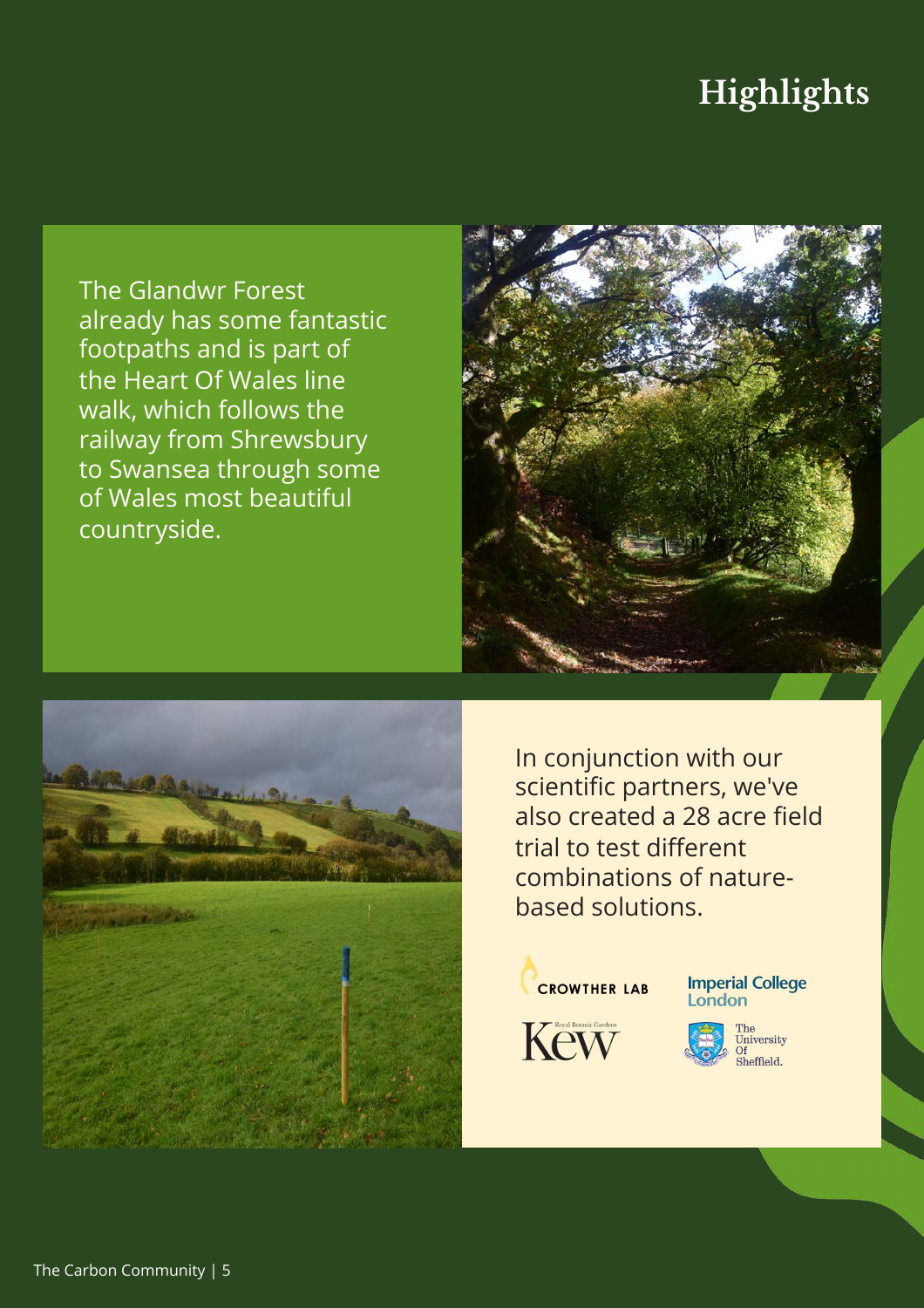# Highlights

The Glandwr Forest already has some fantastic footpaths and is part of the Heart Of Wales line walk, which follows the railway from Shrewsbury to Swansea through some of Wales most beautiful countryside.

In conjunction with our scientific partners, we've also created a 28 acre field trial to test different combinations of nature-based solutions.

CROWTHER LAB

Imperial College London

Royal Botanic Gardens Kew

The University Of Sheffield.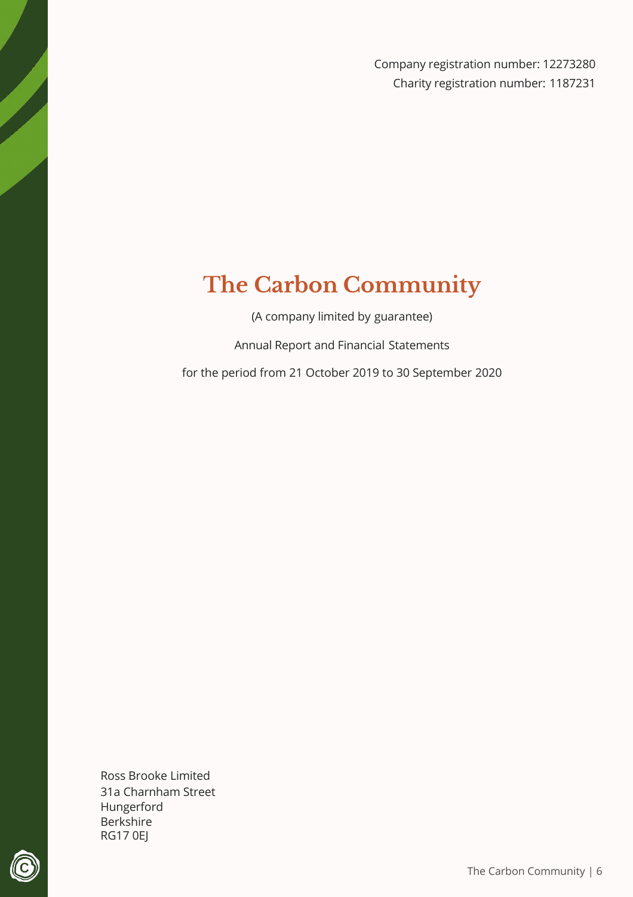Company registration number: 12273280
Charity registration number: 1187231

# The Carbon Community

(A company limited by guarantee)

Annual Report and Financial Statements

for the period from 21 October 2019 to 30 September 2020

Ross Brooke Limited
31a Charnham Street
Hungerford
Berkshire
RG17 0EJ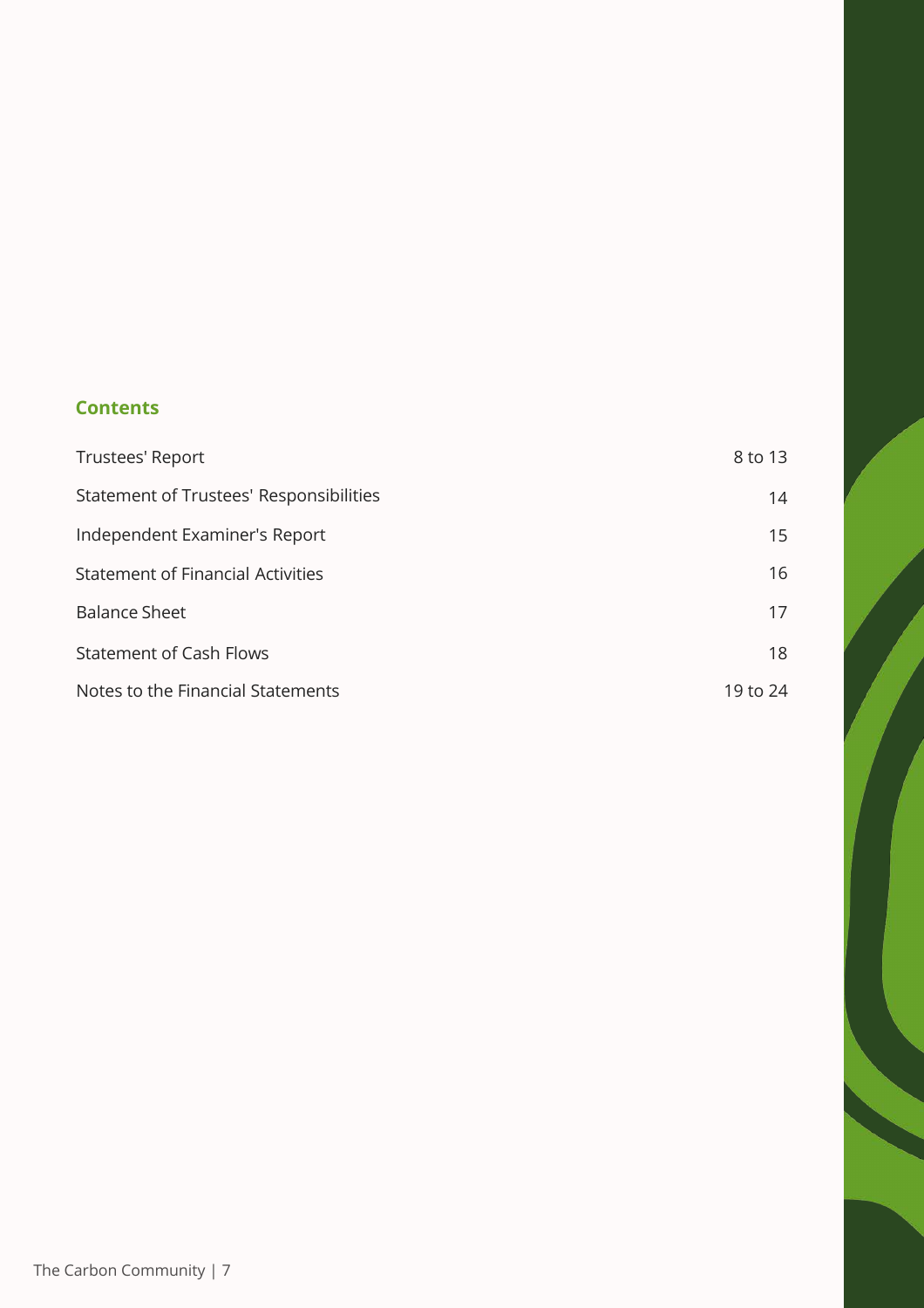## Contents

| | |
|---|---|
| Trustees' Report | 8 to 13 |
| Statement of Trustees' Responsibilities | 14 |
| Independent Examiner's Report | 15 |
| Statement of Financial Activities | 16 |
| Balance Sheet | 17 |
| Statement of Cash Flows | 18 |
| Notes to the Financial Statements | 19 to 24 |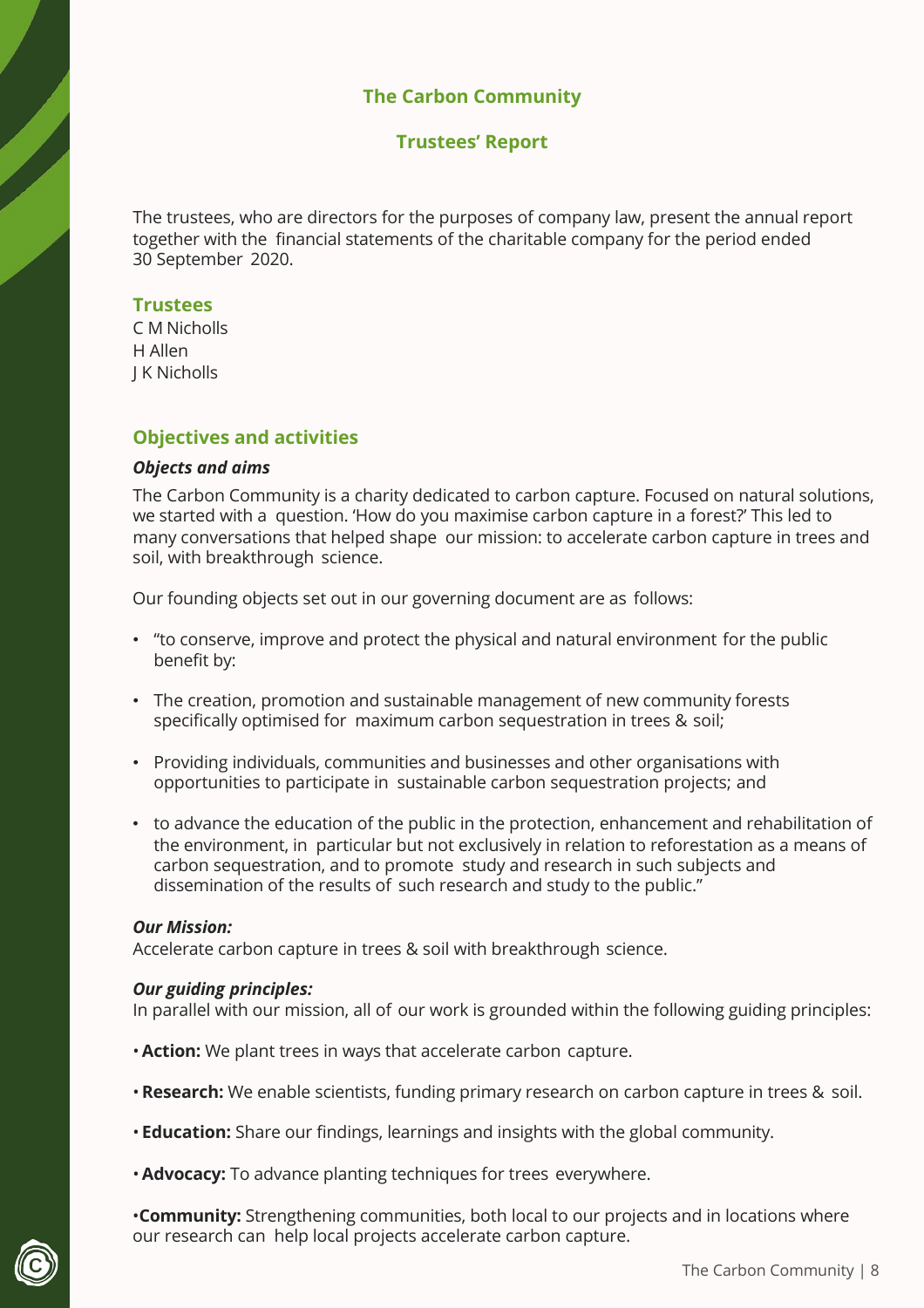# The Carbon Community

## Trustees' Report

The trustees, who are directors for the purposes of company law, present the annual report together with the financial statements of the charitable company for the period ended 30 September 2020.

### Trustees

C M Nicholls
H Allen
J K Nicholls

### Objectives and activities

#### *Objects and aims*

The Carbon Community is a charity dedicated to carbon capture. Focused on natural solutions, we started with a question. 'How do you maximise carbon capture in a forest?' This led to many conversations that helped shape our mission: to accelerate carbon capture in trees and soil, with breakthrough science.

Our founding objects set out in our governing document are as follows:

- "to conserve, improve and protect the physical and natural environment for the public benefit by:
- The creation, promotion and sustainable management of new community forests specifically optimised for maximum carbon sequestration in trees & soil;
- Providing individuals, communities and businesses and other organisations with opportunities to participate in sustainable carbon sequestration projects; and
- to advance the education of the public in the protection, enhancement and rehabilitation of the environment, in particular but not exclusively in relation to reforestation as a means of carbon sequestration, and to promote study and research in such subjects and dissemination of the results of such research and study to the public."

#### *Our Mission:*

Accelerate carbon capture in trees & soil with breakthrough science.

#### *Our guiding principles:*

In parallel with our mission, all of our work is grounded within the following guiding principles:

- **Action:** We plant trees in ways that accelerate carbon capture.
- **Research:** We enable scientists, funding primary research on carbon capture in trees & soil.
- **Education:** Share our findings, learnings and insights with the global community.
- **Advocacy:** To advance planting techniques for trees everywhere.
- **Community:** Strengthening communities, both local to our projects and in locations where our research can help local projects accelerate carbon capture.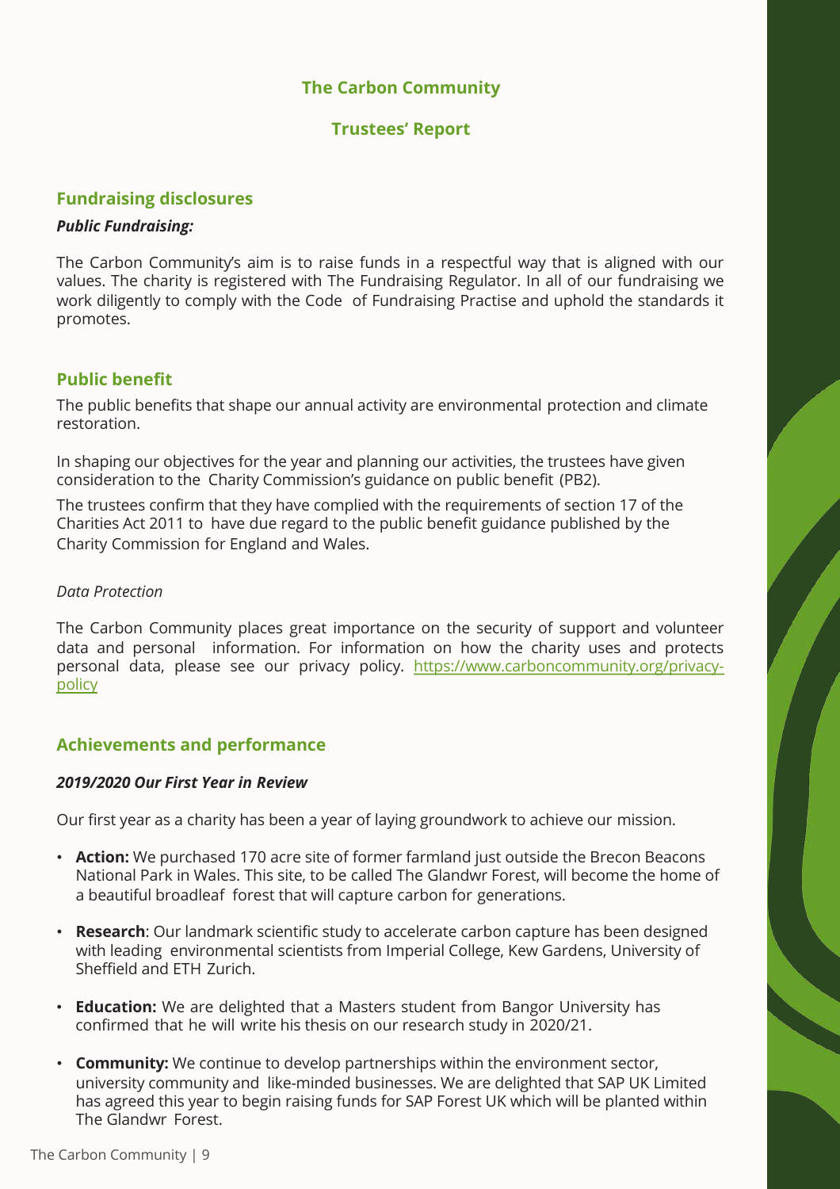## The Carbon Community

## Trustees' Report

### Fundraising disclosures

***Public Fundraising:***

The Carbon Community's aim is to raise funds in a respectful way that is aligned with our values. The charity is registered with The Fundraising Regulator. In all of our fundraising we work diligently to comply with the Code of Fundraising Practise and uphold the standards it promotes.

### Public benefit

The public benefits that shape our annual activity are environmental protection and climate restoration.

In shaping our objectives for the year and planning our activities, the trustees have given consideration to the Charity Commission's guidance on public benefit (PB2).

The trustees confirm that they have complied with the requirements of section 17 of the Charities Act 2011 to have due regard to the public benefit guidance published by the Charity Commission for England and Wales.

*Data Protection*

The Carbon Community places great importance on the security of support and volunteer data and personal information. For information on how the charity uses and protects personal data, please see our privacy policy. https://www.carboncommunity.org/privacy-policy

### Achievements and performance

***2019/2020 Our First Year in Review***

Our first year as a charity has been a year of laying groundwork to achieve our mission.

- **Action:** We purchased 170 acre site of former farmland just outside the Brecon Beacons National Park in Wales. This site, to be called The Glandwr Forest, will become the home of a beautiful broadleaf forest that will capture carbon for generations.
- **Research**: Our landmark scientific study to accelerate carbon capture has been designed with leading environmental scientists from Imperial College, Kew Gardens, University of Sheffield and ETH Zurich.
- **Education:** We are delighted that a Masters student from Bangor University has confirmed that he will write his thesis on our research study in 2020/21.
- **Community:** We continue to develop partnerships within the environment sector, university community and like-minded businesses. We are delighted that SAP UK Limited has agreed this year to begin raising funds for SAP Forest UK which will be planted within The Glandwr Forest.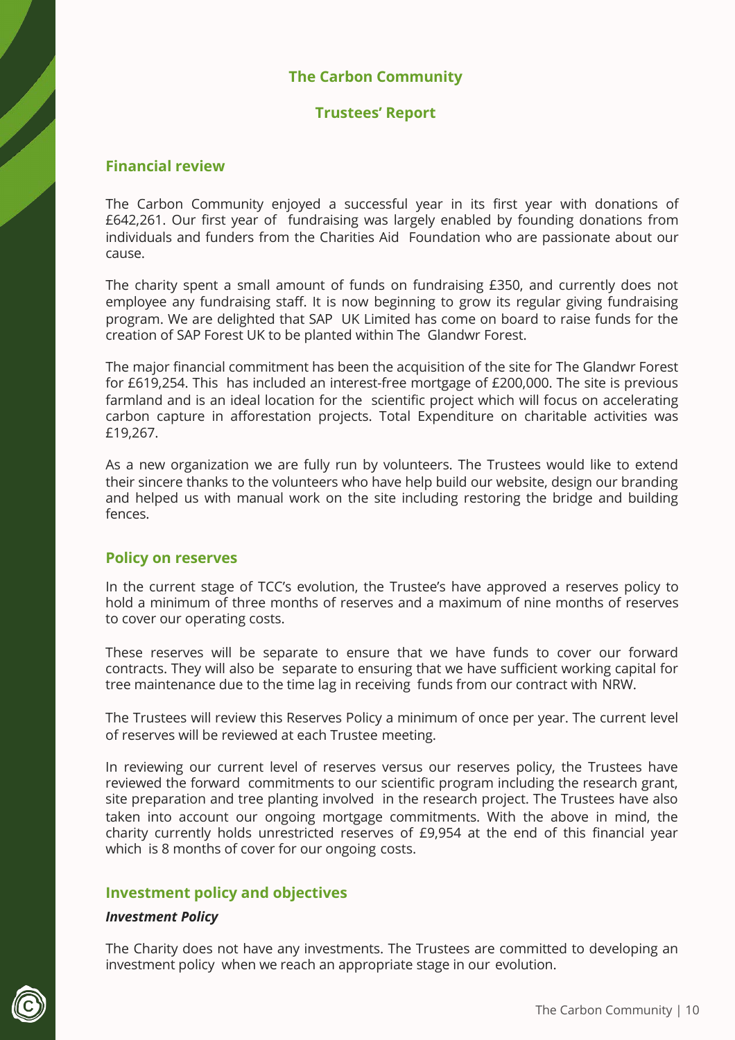**The Carbon Community**

**Trustees' Report**

## Financial review

The Carbon Community enjoyed a successful year in its first year with donations of £642,261. Our first year of fundraising was largely enabled by founding donations from individuals and funders from the Charities Aid Foundation who are passionate about our cause.

The charity spent a small amount of funds on fundraising £350, and currently does not employee any fundraising staff. It is now beginning to grow its regular giving fundraising program. We are delighted that SAP UK Limited has come on board to raise funds for the creation of SAP Forest UK to be planted within The Glandwr Forest.

The major financial commitment has been the acquisition of the site for The Glandwr Forest for £619,254. This has included an interest-free mortgage of £200,000. The site is previous farmland and is an ideal location for the scientific project which will focus on accelerating carbon capture in afforestation projects. Total Expenditure on charitable activities was £19,267.

As a new organization we are fully run by volunteers. The Trustees would like to extend their sincere thanks to the volunteers who have help build our website, design our branding and helped us with manual work on the site including restoring the bridge and building fences.

## Policy on reserves

In the current stage of TCC's evolution, the Trustee's have approved a reserves policy to hold a minimum of three months of reserves and a maximum of nine months of reserves to cover our operating costs.

These reserves will be separate to ensure that we have funds to cover our forward contracts. They will also be separate to ensuring that we have sufficient working capital for tree maintenance due to the time lag in receiving funds from our contract with NRW.

The Trustees will review this Reserves Policy a minimum of once per year. The current level of reserves will be reviewed at each Trustee meeting.

In reviewing our current level of reserves versus our reserves policy, the Trustees have reviewed the forward commitments to our scientific program including the research grant, site preparation and tree planting involved in the research project. The Trustees have also taken into account our ongoing mortgage commitments. With the above in mind, the charity currently holds unrestricted reserves of £9,954 at the end of this financial year which is 8 months of cover for our ongoing costs.

## Investment policy and objectives

***Investment Policy***

The Charity does not have any investments. The Trustees are committed to developing an investment policy when we reach an appropriate stage in our evolution.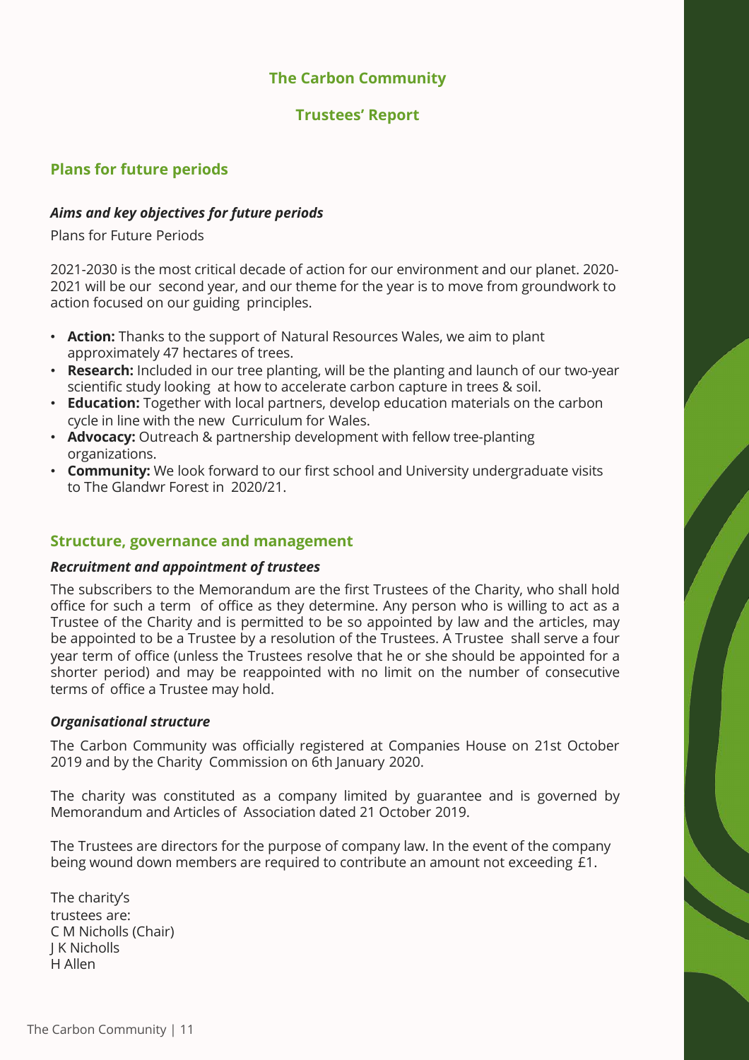# The Carbon Community

## Trustees' Report

### Plans for future periods

#### *Aims and key objectives for future periods*

Plans for Future Periods

2021-2030 is the most critical decade of action for our environment and our planet. 2020-2021 will be our second year, and our theme for the year is to move from groundwork to action focused on our guiding principles.

- **Action:** Thanks to the support of Natural Resources Wales, we aim to plant approximately 47 hectares of trees.
- **Research:** Included in our tree planting, will be the planting and launch of our two-year scientific study looking at how to accelerate carbon capture in trees & soil.
- **Education:** Together with local partners, develop education materials on the carbon cycle in line with the new Curriculum for Wales.
- **Advocacy:** Outreach & partnership development with fellow tree-planting organizations.
- **Community:** We look forward to our first school and University undergraduate visits to The Glandwr Forest in 2020/21.

### Structure, governance and management

#### *Recruitment and appointment of trustees*

The subscribers to the Memorandum are the first Trustees of the Charity, who shall hold office for such a term of office as they determine. Any person who is willing to act as a Trustee of the Charity and is permitted to be so appointed by law and the articles, may be appointed to be a Trustee by a resolution of the Trustees. A Trustee shall serve a four year term of office (unless the Trustees resolve that he or she should be appointed for a shorter period) and may be reappointed with no limit on the number of consecutive terms of office a Trustee may hold.

#### *Organisational structure*

The Carbon Community was officially registered at Companies House on 21st October 2019 and by the Charity Commission on 6th January 2020.

The charity was constituted as a company limited by guarantee and is governed by Memorandum and Articles of Association dated 21 October 2019.

The Trustees are directors for the purpose of company law. In the event of the company being wound down members are required to contribute an amount not exceeding £1.

The charity's trustees are:
C M Nicholls (Chair)
J K Nicholls
H Allen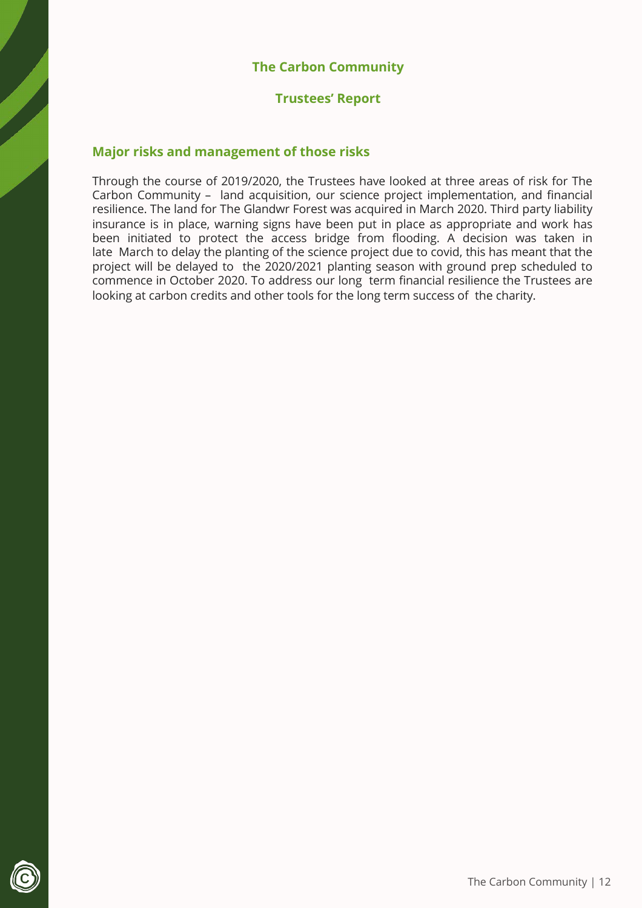**The Carbon Community**

**Trustees' Report**

## Major risks and management of those risks

Through the course of 2019/2020, the Trustees have looked at three areas of risk for The Carbon Community – land acquisition, our science project implementation, and financial resilience. The land for The Glandwr Forest was acquired in March 2020. Third party liability insurance is in place, warning signs have been put in place as appropriate and work has been initiated to protect the access bridge from flooding. A decision was taken in late March to delay the planting of the science project due to covid, this has meant that the project will be delayed to the 2020/2021 planting season with ground prep scheduled to commence in October 2020. To address our long term financial resilience the Trustees are looking at carbon credits and other tools for the long term success of the charity.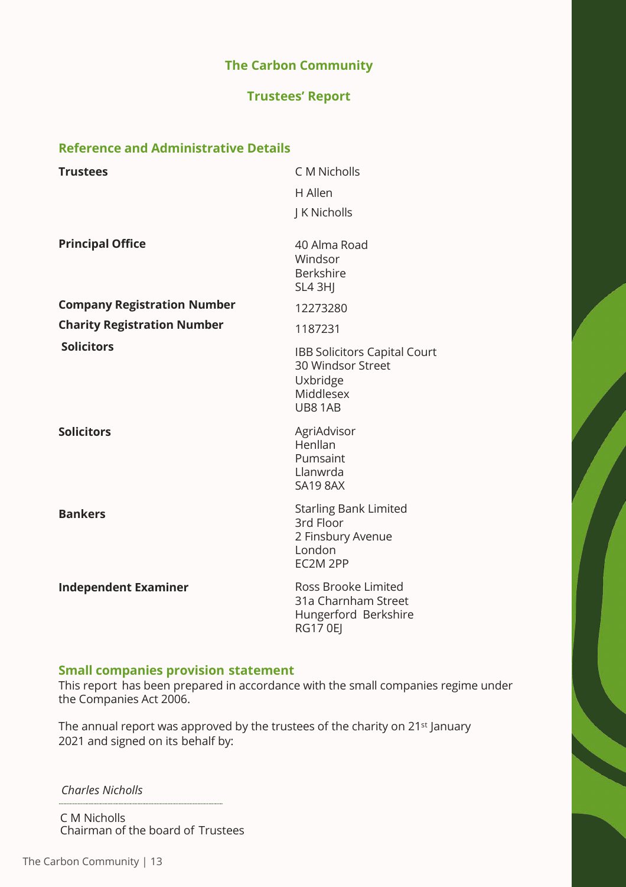## The Carbon Community

## Trustees' Report

### Reference and Administrative Details

| | |
|---|---|
| **Trustees** | C M Nicholls<br>H Allen<br>J K Nicholls |
| **Principal Office** | 40 Alma Road<br>Windsor<br>Berkshire<br>SL4 3HJ |
| **Company Registration Number** | 12273280 |
| **Charity Registration Number** | 1187231 |
| **Solicitors** | IBB Solicitors Capital Court<br>30 Windsor Street<br>Uxbridge<br>Middlesex<br>UB8 1AB |
| **Solicitors** | AgriAdvisor<br>Henllan<br>Pumsaint<br>Llanwrda<br>SA19 8AX |
| **Bankers** | Starling Bank Limited<br>3rd Floor<br>2 Finsbury Avenue<br>London<br>EC2M 2PP |
| **Independent Examiner** | Ross Brooke Limited<br>31a Charnham Street<br>Hungerford Berkshire<br>RG17 0EJ |

### Small companies provision statement

This report has been prepared in accordance with the small companies regime under the Companies Act 2006.

The annual report was approved by the trustees of the charity on 21st January 2021 and signed on its behalf by:

*Charles Nicholls*

C M Nicholls
Chairman of the board of Trustees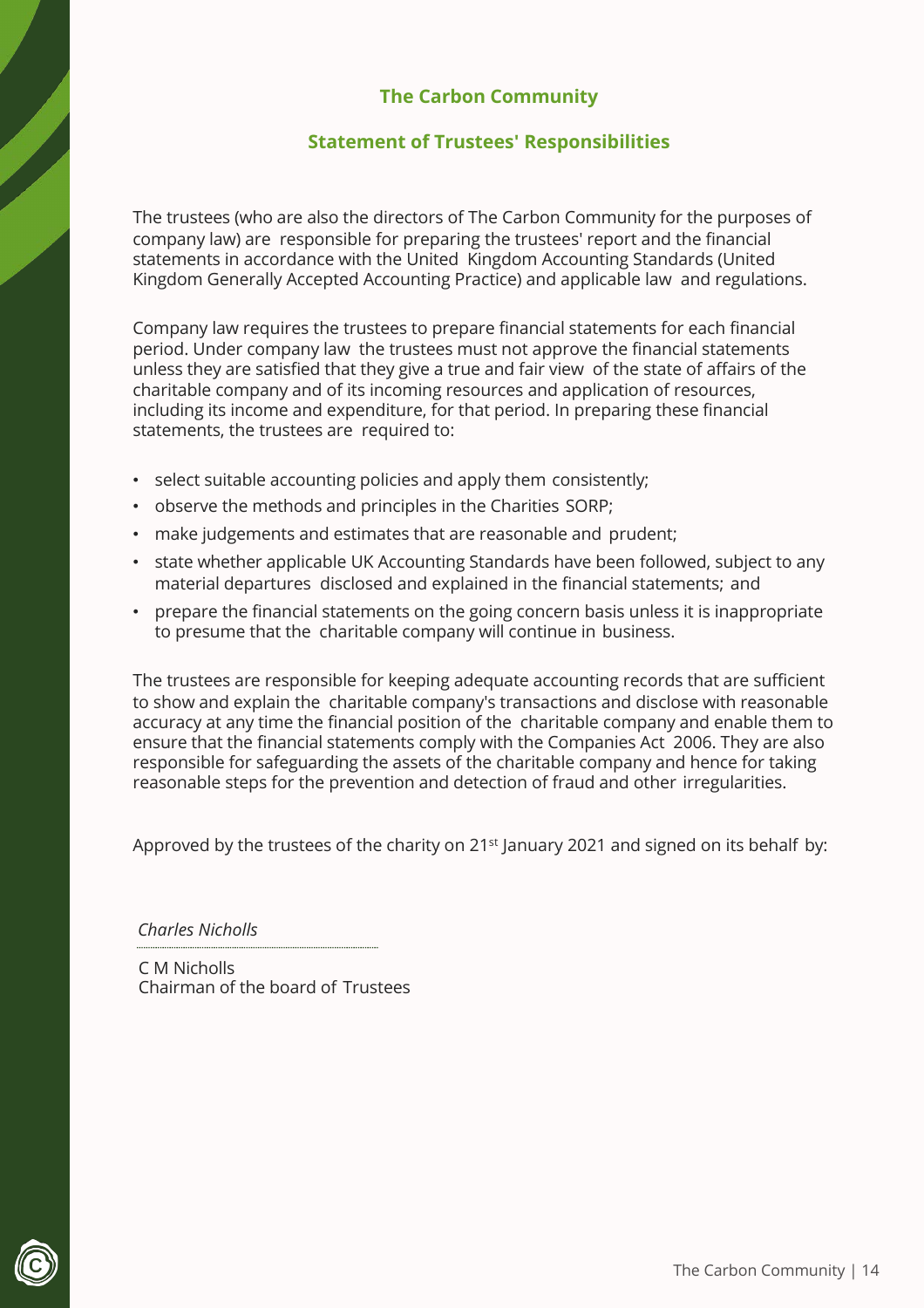## The Carbon Community

### Statement of Trustees' Responsibilities

The trustees (who are also the directors of The Carbon Community for the purposes of company law) are responsible for preparing the trustees' report and the financial statements in accordance with the United Kingdom Accounting Standards (United Kingdom Generally Accepted Accounting Practice) and applicable law and regulations.

Company law requires the trustees to prepare financial statements for each financial period. Under company law the trustees must not approve the financial statements unless they are satisfied that they give a true and fair view of the state of affairs of the charitable company and of its incoming resources and application of resources, including its income and expenditure, for that period. In preparing these financial statements, the trustees are required to:

- select suitable accounting policies and apply them consistently;
- observe the methods and principles in the Charities SORP;
- make judgements and estimates that are reasonable and prudent;
- state whether applicable UK Accounting Standards have been followed, subject to any material departures disclosed and explained in the financial statements; and
- prepare the financial statements on the going concern basis unless it is inappropriate to presume that the charitable company will continue in business.

The trustees are responsible for keeping adequate accounting records that are sufficient to show and explain the charitable company's transactions and disclose with reasonable accuracy at any time the financial position of the charitable company and enable them to ensure that the financial statements comply with the Companies Act 2006. They are also responsible for safeguarding the assets of the charitable company and hence for taking reasonable steps for the prevention and detection of fraud and other irregularities.

Approved by the trustees of the charity on 21st January 2021 and signed on its behalf by:

*Charles Nicholls*

C M Nicholls
Chairman of the board of Trustees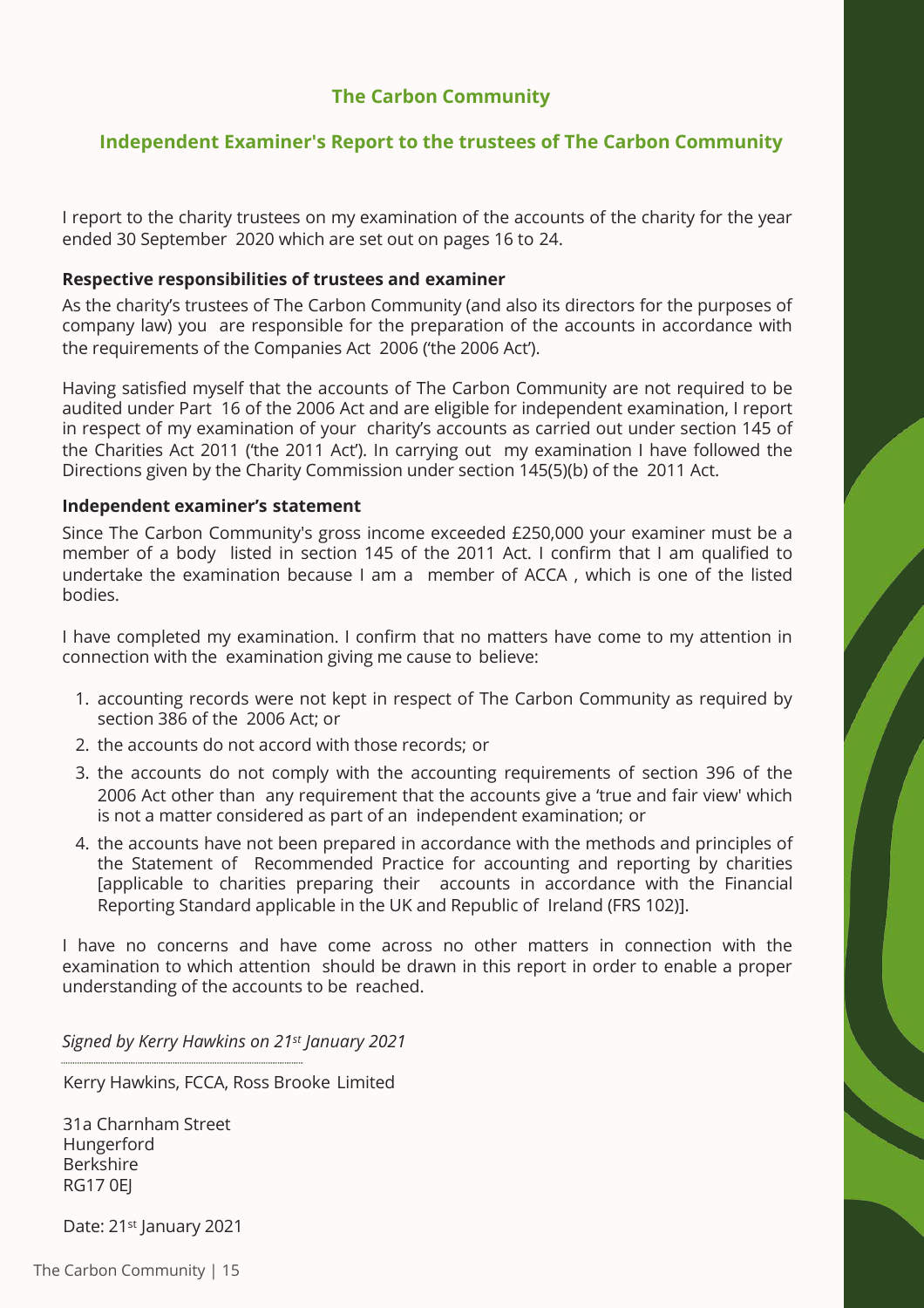# The Carbon Community

## Independent Examiner's Report to the trustees of The Carbon Community

I report to the charity trustees on my examination of the accounts of the charity for the year ended 30 September 2020 which are set out on pages 16 to 24.

### Respective responsibilities of trustees and examiner

As the charity's trustees of The Carbon Community (and also its directors for the purposes of company law) you are responsible for the preparation of the accounts in accordance with the requirements of the Companies Act 2006 ('the 2006 Act').

Having satisfied myself that the accounts of The Carbon Community are not required to be audited under Part 16 of the 2006 Act and are eligible for independent examination, I report in respect of my examination of your charity's accounts as carried out under section 145 of the Charities Act 2011 ('the 2011 Act'). In carrying out my examination I have followed the Directions given by the Charity Commission under section 145(5)(b) of the 2011 Act.

### Independent examiner's statement

Since The Carbon Community's gross income exceeded £250,000 your examiner must be a member of a body listed in section 145 of the 2011 Act. I confirm that I am qualified to undertake the examination because I am a member of ACCA , which is one of the listed bodies.

I have completed my examination. I confirm that no matters have come to my attention in connection with the examination giving me cause to believe:

1. accounting records were not kept in respect of The Carbon Community as required by section 386 of the 2006 Act; or
2. the accounts do not accord with those records; or
3. the accounts do not comply with the accounting requirements of section 396 of the 2006 Act other than any requirement that the accounts give a 'true and fair view' which is not a matter considered as part of an independent examination; or
4. the accounts have not been prepared in accordance with the methods and principles of the Statement of Recommended Practice for accounting and reporting by charities [applicable to charities preparing their accounts in accordance with the Financial Reporting Standard applicable in the UK and Republic of Ireland (FRS 102)].

I have no concerns and have come across no other matters in connection with the examination to which attention should be drawn in this report in order to enable a proper understanding of the accounts to be reached.

*Signed by Kerry Hawkins on 21st January 2021*

Kerry Hawkins, FCCA, Ross Brooke Limited

31a Charnham Street
Hungerford
Berkshire
RG17 0EJ

Date: 21st January 2021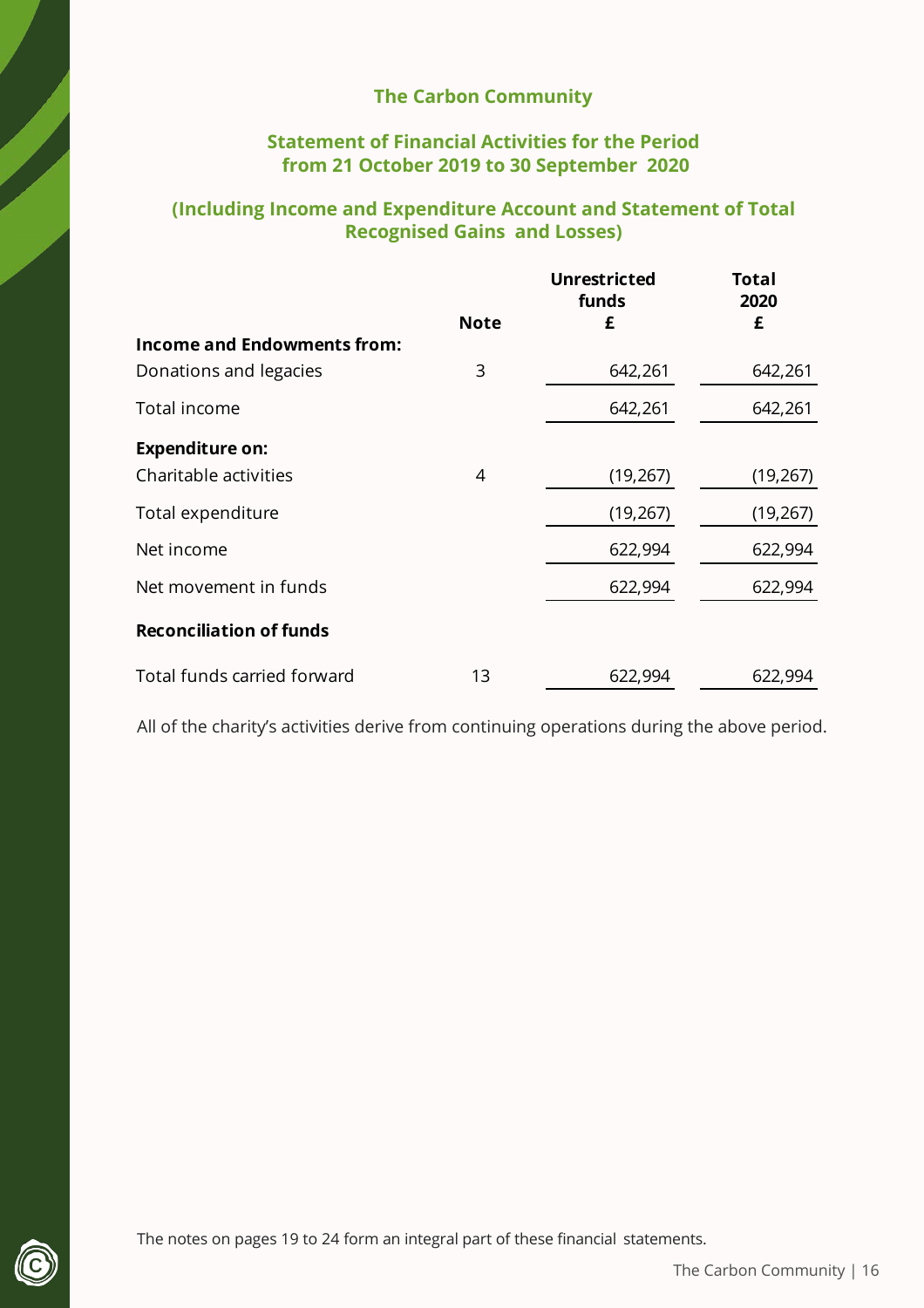## The Carbon Community

### Statement of Financial Activities for the Period from 21 October 2019 to 30 September 2020

### (Including Income and Expenditure Account and Statement of Total Recognised Gains and Losses)

| | Note | Unrestricted funds £ | Total 2020 £ |
|---|---|---|---|
| **Income and Endowments from:** | | | |
| Donations and legacies | 3 | 642,261 | 642,261 |
| Total income | | 642,261 | 642,261 |
| **Expenditure on:** | | | |
| Charitable activities | 4 | (19,267) | (19,267) |
| Total expenditure | | (19,267) | (19,267) |
| Net income | | 622,994 | 622,994 |
| Net movement in funds | | 622,994 | 622,994 |
| **Reconciliation of funds** | | | |
| Total funds carried forward | 13 | 622,994 | 622,994 |

All of the charity's activities derive from continuing operations during the above period.

The notes on pages 19 to 24 form an integral part of these financial statements.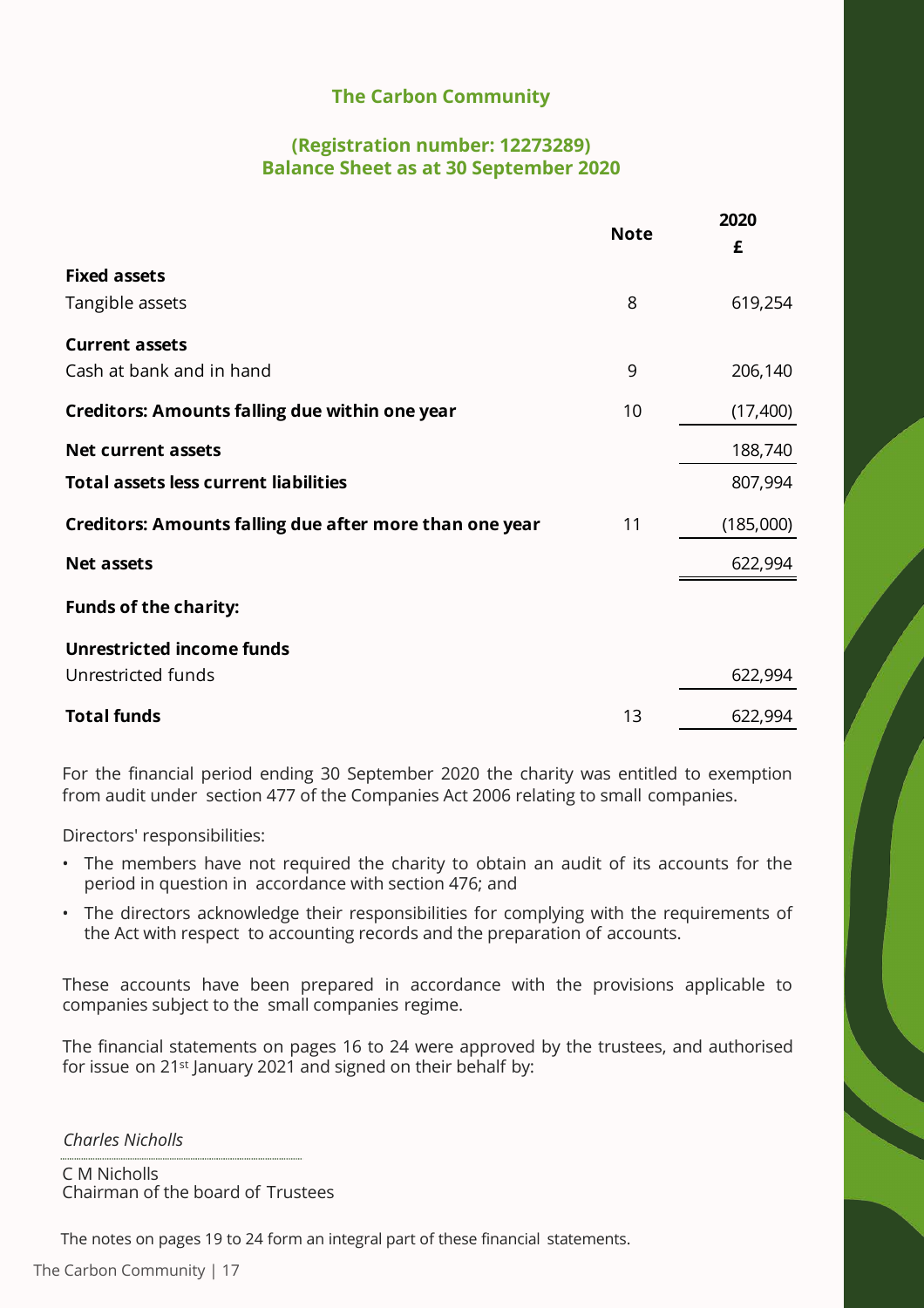## The Carbon Community

### (Registration number: 12273289)
### Balance Sheet as at 30 September 2020

| | Note | 2020 £ |
|---|---|---|
| **Fixed assets** | | |
| Tangible assets | 8 | 619,254 |
| **Current assets** | | |
| Cash at bank and in hand | 9 | 206,140 |
| **Creditors: Amounts falling due within one year** | 10 | (17,400) |
| **Net current assets** | | 188,740 |
| **Total assets less current liabilities** | | 807,994 |
| **Creditors: Amounts falling due after more than one year** | 11 | (185,000) |
| **Net assets** | | 622,994 |
| **Funds of the charity:** | | |
| **Unrestricted income funds** | | |
| Unrestricted funds | | 622,994 |
| **Total funds** | 13 | 622,994 |

For the financial period ending 30 September 2020 the charity was entitled to exemption from audit under section 477 of the Companies Act 2006 relating to small companies.

Directors' responsibilities:

- The members have not required the charity to obtain an audit of its accounts for the period in question in accordance with section 476; and
- The directors acknowledge their responsibilities for complying with the requirements of the Act with respect to accounting records and the preparation of accounts.

These accounts have been prepared in accordance with the provisions applicable to companies subject to the small companies regime.

The financial statements on pages 16 to 24 were approved by the trustees, and authorised for issue on 21st January 2021 and signed on their behalf by:

*Charles Nicholls*

C M Nicholls
Chairman of the board of Trustees

The notes on pages 19 to 24 form an integral part of these financial statements.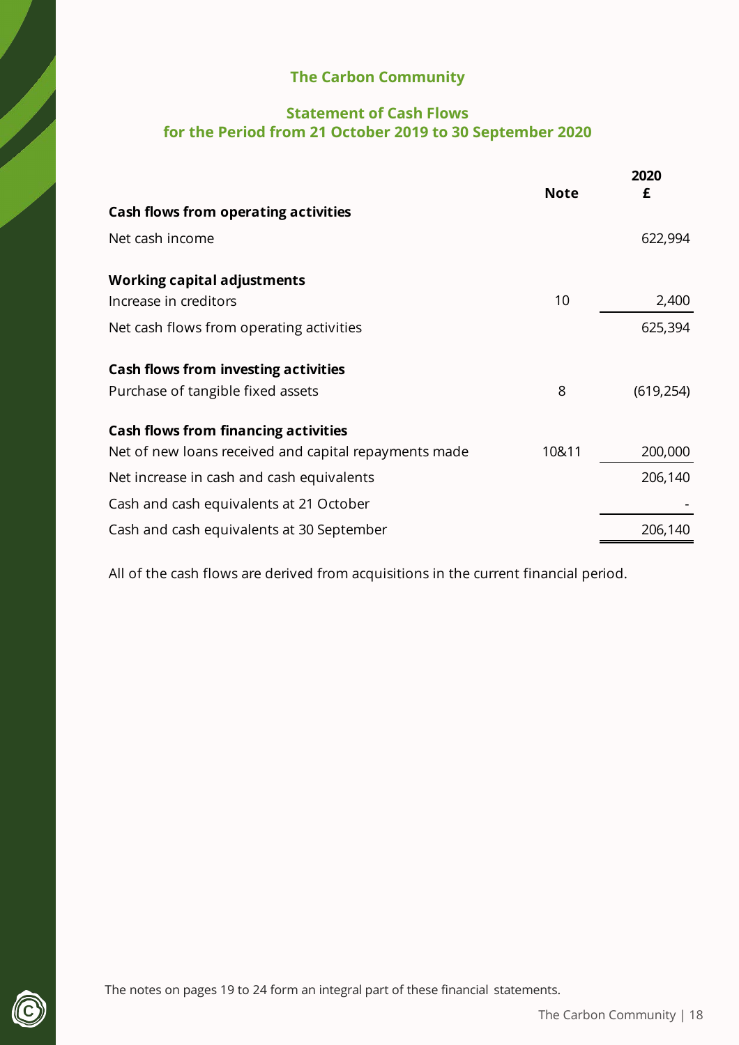## The Carbon Community

### Statement of Cash Flows
### for the Period from 21 October 2019 to 30 September 2020

| | Note | 2020 £ |
|---|---|---|
| **Cash flows from operating activities** | | |
| Net cash income | | 622,994 |
| **Working capital adjustments** | | |
| Increase in creditors | 10 | 2,400 |
| Net cash flows from operating activities | | 625,394 |
| **Cash flows from investing activities** | | |
| Purchase of tangible fixed assets | 8 | (619,254) |
| **Cash flows from financing activities** | | |
| Net of new loans received and capital repayments made | 10&11 | 200,000 |
| Net increase in cash and cash equivalents | | 206,140 |
| Cash and cash equivalents at 21 October | | - |
| Cash and cash equivalents at 30 September | | 206,140 |

All of the cash flows are derived from acquisitions in the current financial period.

The notes on pages 19 to 24 form an integral part of these financial statements.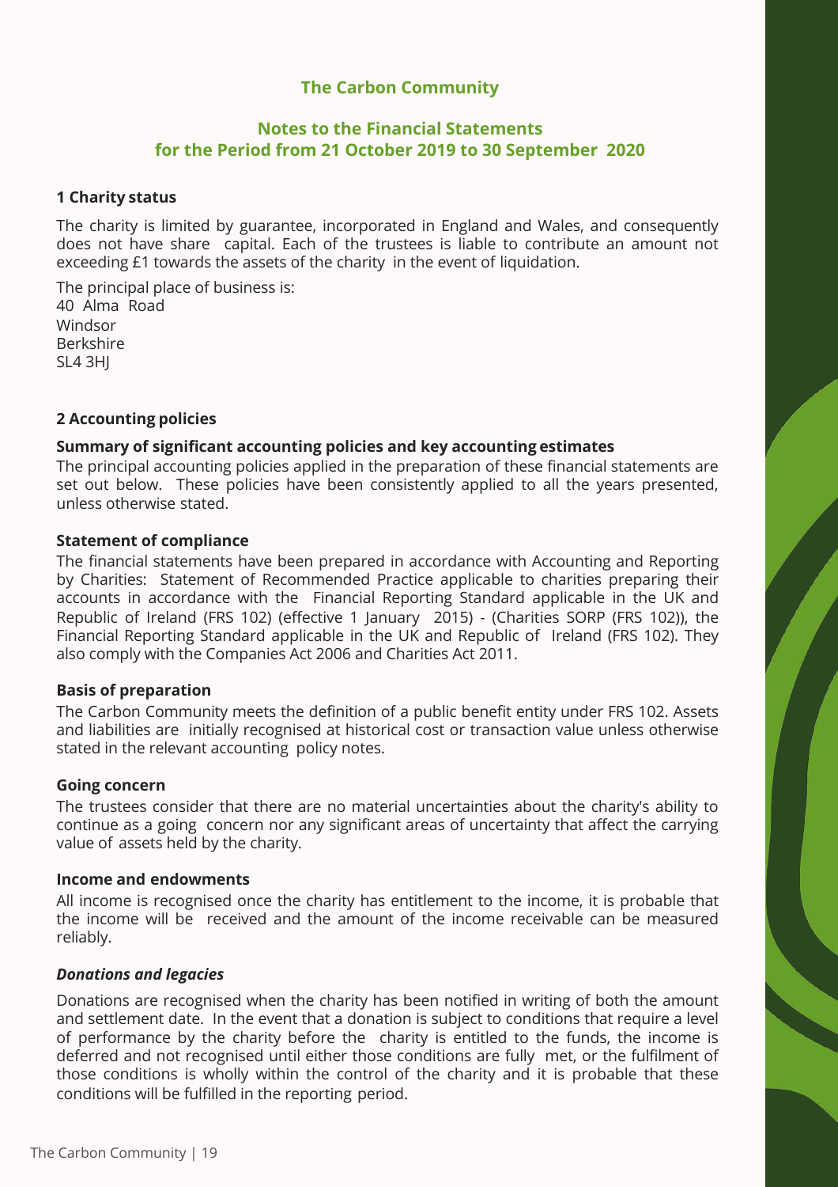# The Carbon Community

## Notes to the Financial Statements for the Period from 21 October 2019 to 30 September 2020

### 1 Charity status

The charity is limited by guarantee, incorporated in England and Wales, and consequently does not have share capital. Each of the trustees is liable to contribute an amount not exceeding £1 towards the assets of the charity in the event of liquidation.

The principal place of business is:
40 Alma Road
Windsor
Berkshire
SL4 3HJ

### 2 Accounting policies

**Summary of significant accounting policies and key accounting estimates**

The principal accounting policies applied in the preparation of these financial statements are set out below. These policies have been consistently applied to all the years presented, unless otherwise stated.

**Statement of compliance**

The financial statements have been prepared in accordance with Accounting and Reporting by Charities: Statement of Recommended Practice applicable to charities preparing their accounts in accordance with the Financial Reporting Standard applicable in the UK and Republic of Ireland (FRS 102) (effective 1 January 2015) - (Charities SORP (FRS 102)), the Financial Reporting Standard applicable in the UK and Republic of Ireland (FRS 102). They also comply with the Companies Act 2006 and Charities Act 2011.

**Basis of preparation**

The Carbon Community meets the definition of a public benefit entity under FRS 102. Assets and liabilities are initially recognised at historical cost or transaction value unless otherwise stated in the relevant accounting policy notes.

**Going concern**

The trustees consider that there are no material uncertainties about the charity's ability to continue as a going concern nor any significant areas of uncertainty that affect the carrying value of assets held by the charity.

**Income and endowments**

All income is recognised once the charity has entitlement to the income, it is probable that the income will be received and the amount of the income receivable can be measured reliably.

***Donations and legacies***

Donations are recognised when the charity has been notified in writing of both the amount and settlement date. In the event that a donation is subject to conditions that require a level of performance by the charity before the charity is entitled to the funds, the income is deferred and not recognised until either those conditions are fully met, or the fulfilment of those conditions is wholly within the control of the charity and it is probable that these conditions will be fulfilled in the reporting period.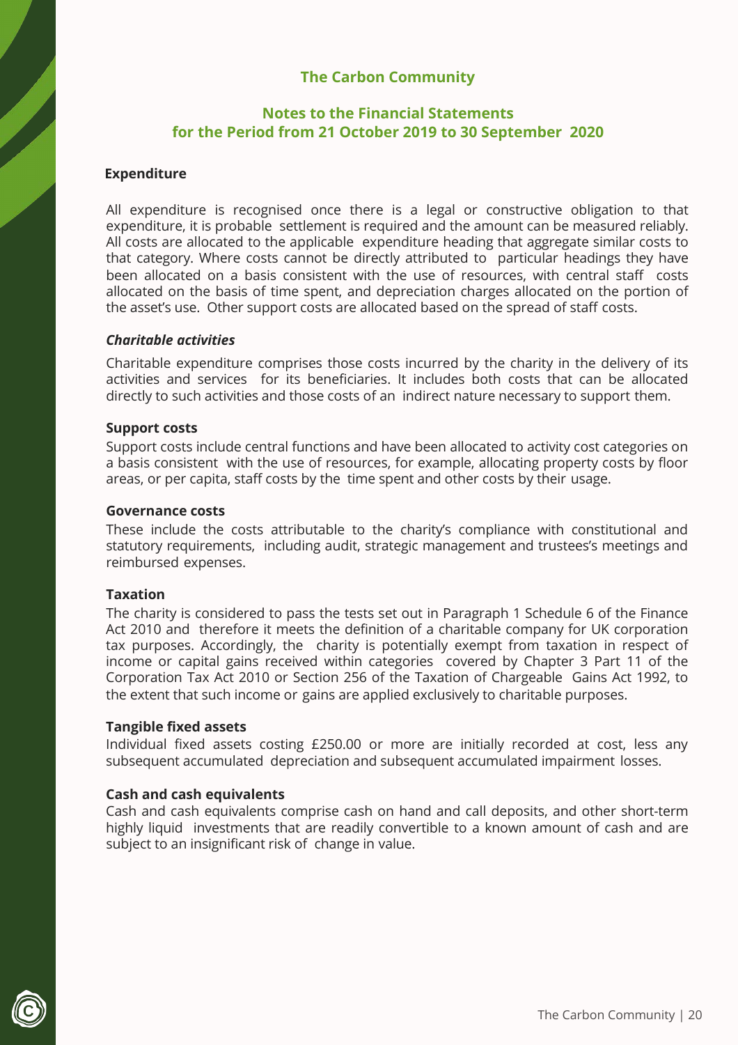# The Carbon Community

## Notes to the Financial Statements
## for the Period from 21 October 2019 to 30 September 2020

### Expenditure

All expenditure is recognised once there is a legal or constructive obligation to that expenditure, it is probable settlement is required and the amount can be measured reliably. All costs are allocated to the applicable expenditure heading that aggregate similar costs to that category. Where costs cannot be directly attributed to particular headings they have been allocated on a basis consistent with the use of resources, with central staff costs allocated on the basis of time spent, and depreciation charges allocated on the portion of the asset's use. Other support costs are allocated based on the spread of staff costs.

***Charitable activities***

Charitable expenditure comprises those costs incurred by the charity in the delivery of its activities and services for its beneficiaries. It includes both costs that can be allocated directly to such activities and those costs of an indirect nature necessary to support them.

**Support costs**

Support costs include central functions and have been allocated to activity cost categories on a basis consistent with the use of resources, for example, allocating property costs by floor areas, or per capita, staff costs by the time spent and other costs by their usage.

**Governance costs**

These include the costs attributable to the charity's compliance with constitutional and statutory requirements, including audit, strategic management and trustees's meetings and reimbursed expenses.

**Taxation**

The charity is considered to pass the tests set out in Paragraph 1 Schedule 6 of the Finance Act 2010 and therefore it meets the definition of a charitable company for UK corporation tax purposes. Accordingly, the charity is potentially exempt from taxation in respect of income or capital gains received within categories covered by Chapter 3 Part 11 of the Corporation Tax Act 2010 or Section 256 of the Taxation of Chargeable Gains Act 1992, to the extent that such income or gains are applied exclusively to charitable purposes.

**Tangible fixed assets**

Individual fixed assets costing £250.00 or more are initially recorded at cost, less any subsequent accumulated depreciation and subsequent accumulated impairment losses.

**Cash and cash equivalents**

Cash and cash equivalents comprise cash on hand and call deposits, and other short-term highly liquid investments that are readily convertible to a known amount of cash and are subject to an insignificant risk of change in value.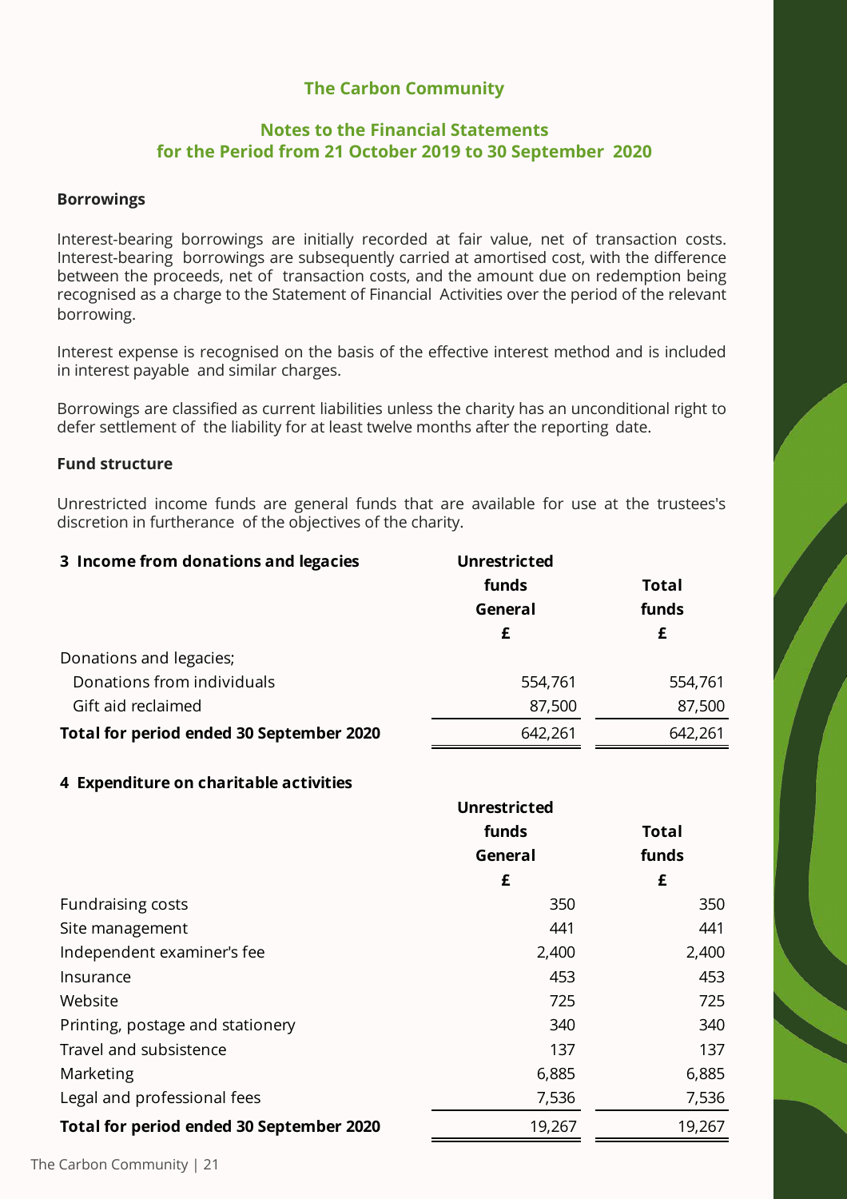## The Carbon Community

## Notes to the Financial Statements
## for the Period from 21 October 2019 to 30 September 2020

**Borrowings**

Interest-bearing borrowings are initially recorded at fair value, net of transaction costs. Interest-bearing borrowings are subsequently carried at amortised cost, with the difference between the proceeds, net of transaction costs, and the amount due on redemption being recognised as a charge to the Statement of Financial Activities over the period of the relevant borrowing.

Interest expense is recognised on the basis of the effective interest method and is included in interest payable and similar charges.

Borrowings are classified as current liabilities unless the charity has an unconditional right to defer settlement of the liability for at least twelve months after the reporting date.

**Fund structure**

Unrestricted income funds are general funds that are available for use at the trustees's discretion in furtherance of the objectives of the charity.

### 3 Income from donations and legacies

| | Unrestricted funds General £ | Total funds £ |
|---|---|---|
| Donations and legacies; | | |
| Donations from individuals | 554,761 | 554,761 |
| Gift aid reclaimed | 87,500 | 87,500 |
| **Total for period ended 30 September 2020** | 642,261 | 642,261 |

### 4 Expenditure on charitable activities

| | Unrestricted funds General £ | Total funds £ |
|---|---|---|
| Fundraising costs | 350 | 350 |
| Site management | 441 | 441 |
| Independent examiner's fee | 2,400 | 2,400 |
| Insurance | 453 | 453 |
| Website | 725 | 725 |
| Printing, postage and stationery | 340 | 340 |
| Travel and subsistence | 137 | 137 |
| Marketing | 6,885 | 6,885 |
| Legal and professional fees | 7,536 | 7,536 |
| **Total for period ended 30 September 2020** | 19,267 | 19,267 |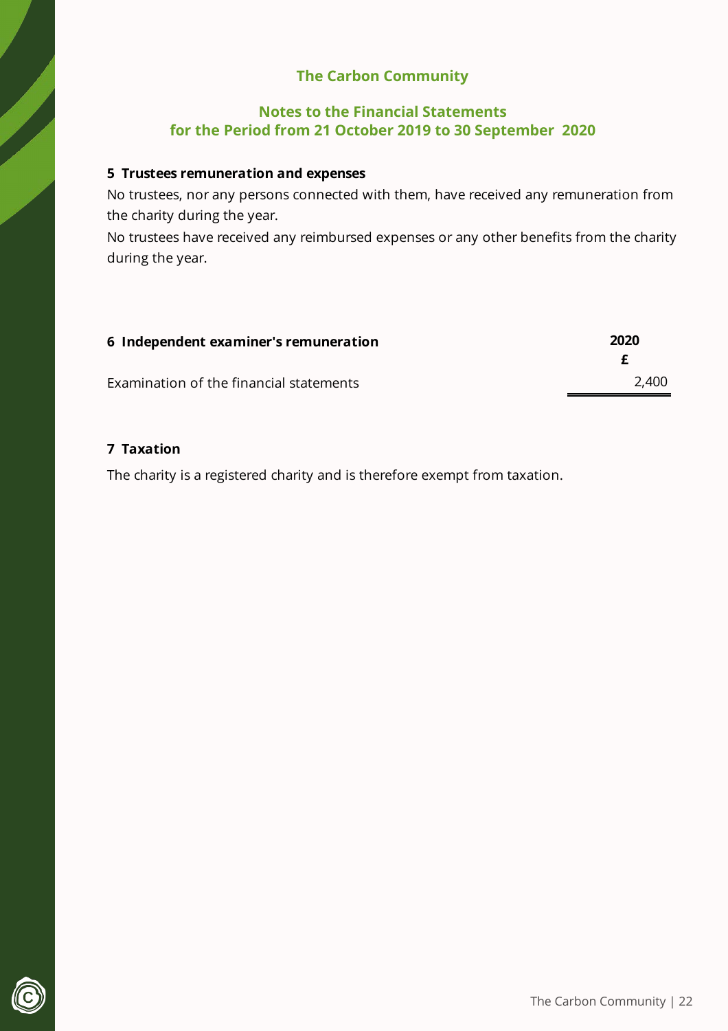# The Carbon Community

## Notes to the Financial Statements
## for the Period from 21 October 2019 to 30 September 2020

### 5 Trustees remuneration and expenses

No trustees, nor any persons connected with them, have received any remuneration from the charity during the year.

No trustees have received any reimbursed expenses or any other benefits from the charity during the year.

### 6 Independent examiner's remuneration

| | 2020 £ |
|---|---|
| Examination of the financial statements | 2,400 |

### 7 Taxation

The charity is a registered charity and is therefore exempt from taxation.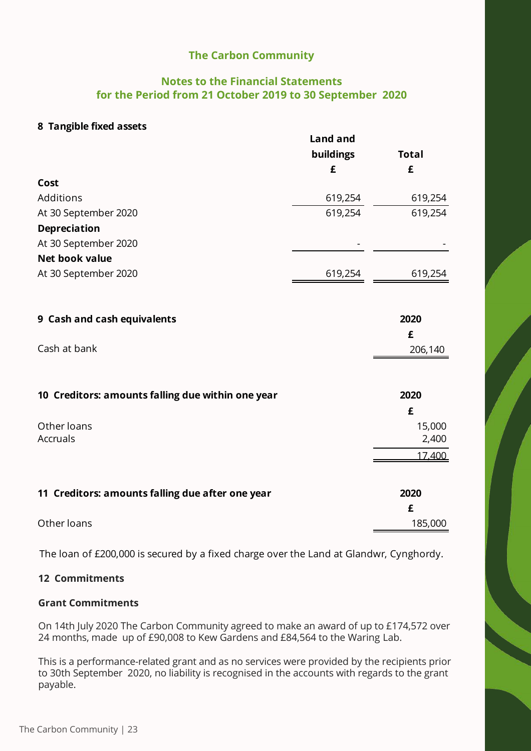## The Carbon Community

## Notes to the Financial Statements
## for the Period from 21 October 2019 to 30 September 2020

### 8 Tangible fixed assets

| | Land and buildings £ | Total £ |
|---|---|---|
| **Cost** | | |
| Additions | 619,254 | 619,254 |
| At 30 September 2020 | 619,254 | 619,254 |
| **Depreciation** | | |
| At 30 September 2020 | - | - |
| **Net book value** | | |
| At 30 September 2020 | 619,254 | 619,254 |

### 9 Cash and cash equivalents

| | 2020 £ |
|---|---|
| Cash at bank | 206,140 |

### 10 Creditors: amounts falling due within one year

| | 2020 £ |
|---|---|
| Other loans | 15,000 |
| Accruals | 2,400 |
| | 17,400 |

### 11 Creditors: amounts falling due after one year

| | 2020 £ |
|---|---|
| Other loans | 185,000 |

The loan of £200,000 is secured by a fixed charge over the Land at Glandwr, Cynghordy.

### 12 Commitments

**Grant Commitments**

On 14th July 2020 The Carbon Community agreed to make an award of up to £174,572 over 24 months, made up of £90,008 to Kew Gardens and £84,564 to the Waring Lab.

This is a performance-related grant and as no services were provided by the recipients prior to 30th September 2020, no liability is recognised in the accounts with regards to the grant payable.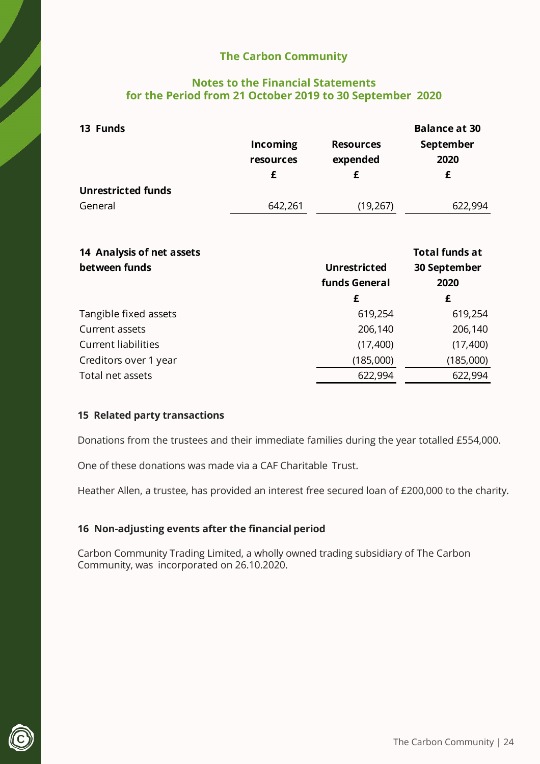# The Carbon Community

## Notes to the Financial Statements
## for the Period from 21 October 2019 to 30 September 2020

### 13 Funds

| | Incoming resources £ | Resources expended £ | Balance at 30 September 2020 £ |
|---|---|---|---|
| **Unrestricted funds** | | | |
| General | 642,261 | (19,267) | 622,994 |

### 14 Analysis of net assets between funds

| | Unrestricted funds General £ | Total funds at 30 September 2020 £ |
|---|---|---|
| Tangible fixed assets | 619,254 | 619,254 |
| Current assets | 206,140 | 206,140 |
| Current liabilities | (17,400) | (17,400) |
| Creditors over 1 year | (185,000) | (185,000) |
| Total net assets | 622,994 | 622,994 |

### 15 Related party transactions

Donations from the trustees and their immediate families during the year totalled £554,000.

One of these donations was made via a CAF Charitable Trust.

Heather Allen, a trustee, has provided an interest free secured loan of £200,000 to the charity.

### 16 Non-adjusting events after the financial period

Carbon Community Trading Limited, a wholly owned trading subsidiary of The Carbon Community, was incorporated on 26.10.2020.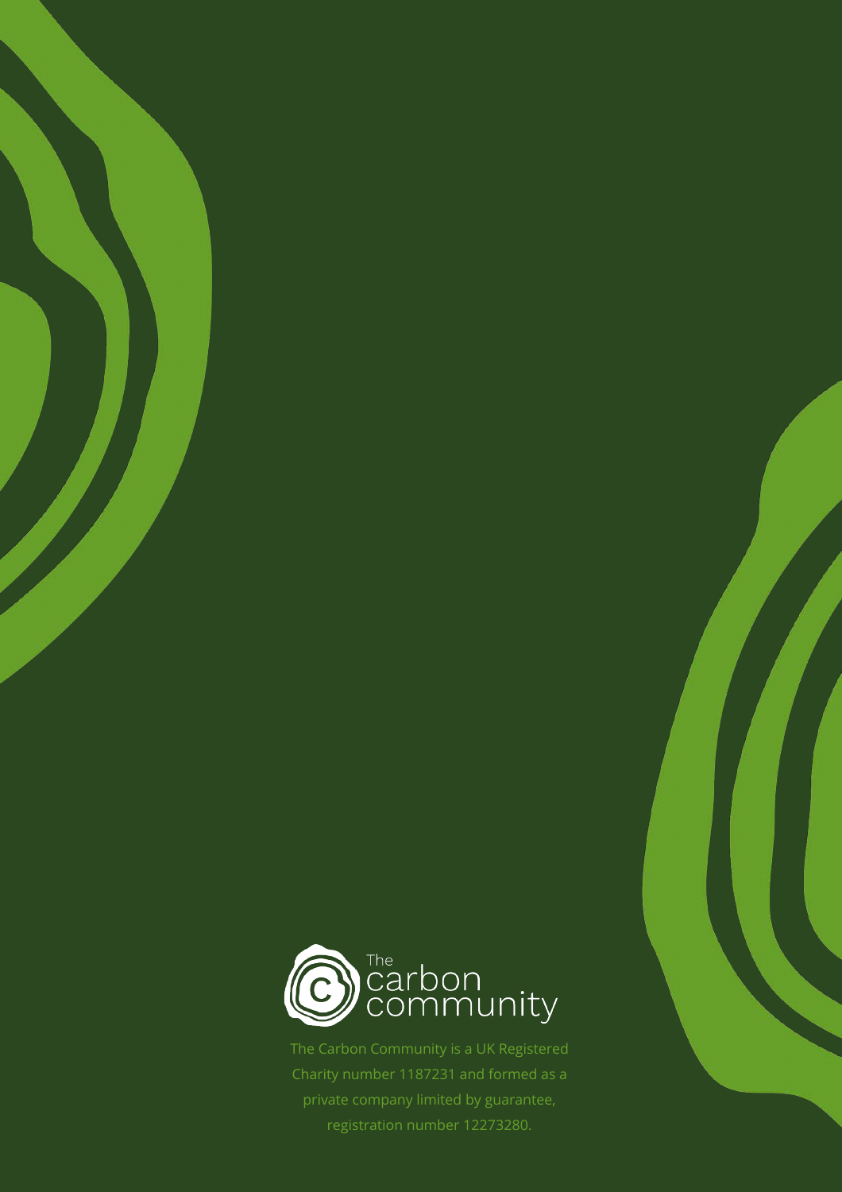The carbon community

The Carbon Community is a UK Registered Charity number 1187231 and formed as a private company limited by guarantee, registration number 12273280.